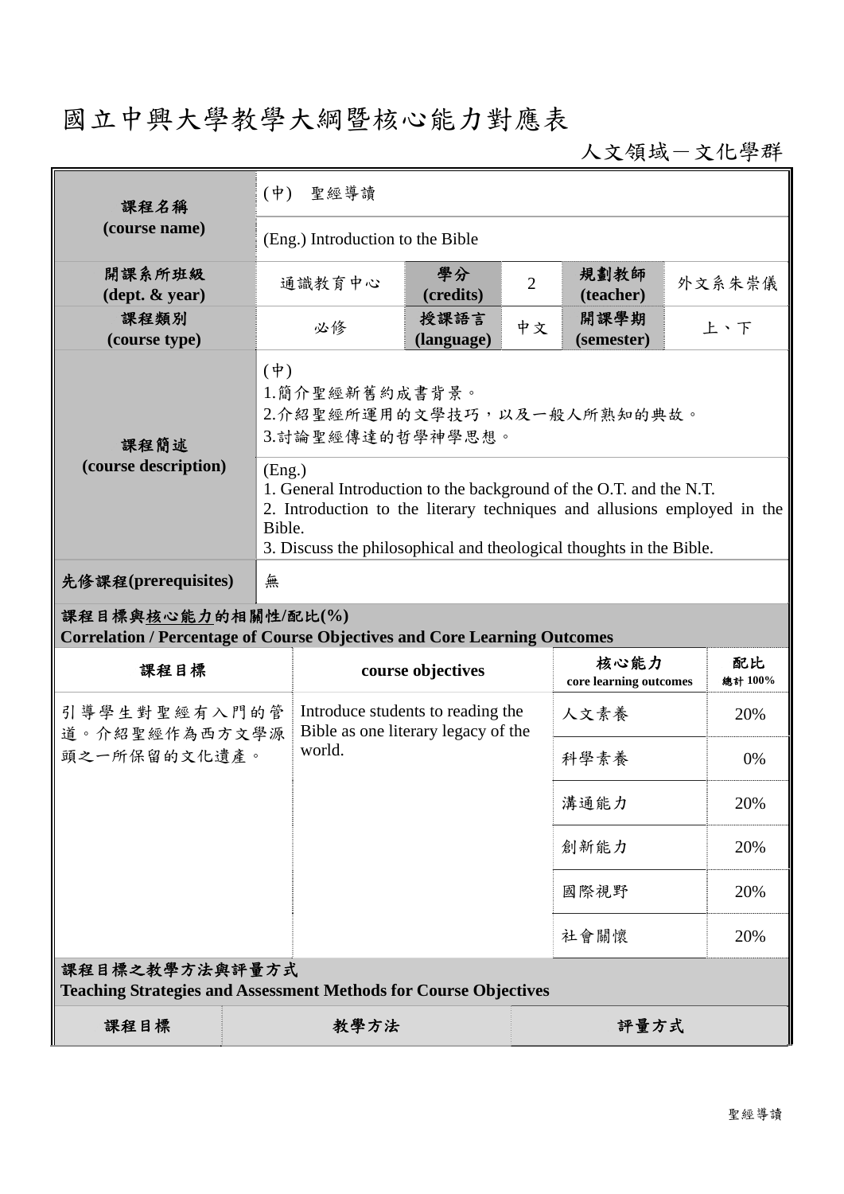# 國立中興大學教學大綱暨核心能力對應表

人文領域－文化學群

| 課程名稱 (course name) | (中) 聖經導讀 | | | | |
|---|---|---|---|---|---|
| | (Eng.) Introduction to the Bible | | | | |
| 開課系所班級 (dept. & year) | 通識教育中心 | 學分 (credits) | 2 | 規劃教師 (teacher) | 外文系朱崇儀 |
| 課程類別 (course type) | 必修 | 授課語言 (language) | 中文 | 開課學期 (semester) | 上、下 |
| 課程簡述 (course description) | (中)<br>1.簡介聖經新舊約成書背景。<br>2.介紹聖經所運用的文學技巧，以及一般人所熟知的典故。<br>3.討論聖經傳達的哲學神學思想。 | | | | |
| | (Eng.)<br>1. General Introduction to the background of the O.T. and the N.T.<br>2. Introduction to the literary techniques and allusions employed in the Bible.<br>3. Discuss the philosophical and theological thoughts in the Bible. | | | | |
| 先修課程(prerequisites) | 無 | | | | |

**課程目標與核心能力的相關性/配比(%)**
**Correlation / Percentage of Course Objectives and Core Learning Outcomes**

| 課程目標 | course objectives | 核心能力 core learning outcomes | 配比 總計 100% |
|---|---|---|---|
| 引導學生對聖經有入門的管道。介紹聖經作為西方文學源頭之一所保留的文化遺產。 | Introduce students to reading the Bible as one literary legacy of the world. | 人文素養 | 20% |
| | | 科學素養 | 0% |
| | | 溝通能力 | 20% |
| | | 創新能力 | 20% |
| | | 國際視野 | 20% |
| | | 社會關懷 | 20% |

**課程目標之教學方法與評量方式**
**Teaching Strategies and Assessment Methods for Course Objectives**

| 課程目標 | 教學方法 | 評量方式 |
|---|---|---|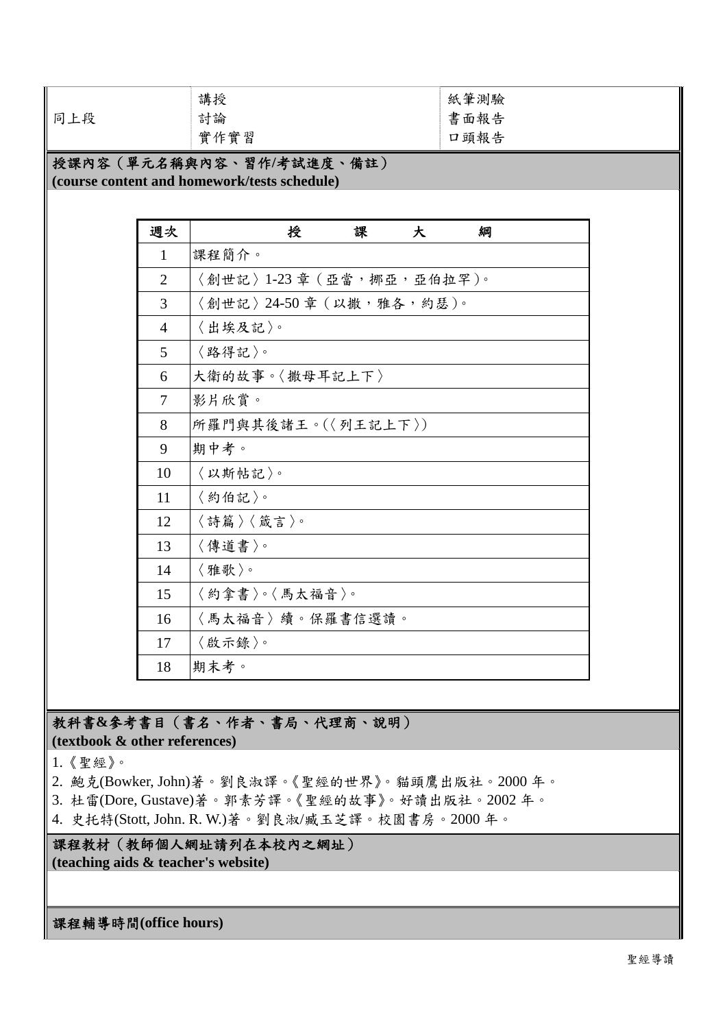| | | |
|---|---|---|
| 同上段 | 講授<br>討論<br>實作實習 | 紙筆測驗<br>書面報告<br>口頭報告 |

**授課內容（單元名稱與內容、習作/考試進度、備註）**
**(course content and homework/tests schedule)**

| 週次 | 授　課　大　綱 |
|---|---|
| 1 | 課程簡介。 |
| 2 | 〈創世記〉1-23 章（亞當，挪亞，亞伯拉罕）。 |
| 3 | 〈創世記〉24-50 章（以撒，雅各，約瑟）。 |
| 4 | 〈出埃及記〉。 |
| 5 | 〈路得記〉。 |
| 6 | 大衛的故事。〈撒母耳記上下〉 |
| 7 | 影片欣賞。 |
| 8 | 所羅門與其後諸王。(〈列王記上下〉) |
| 9 | 期中考。 |
| 10 | 〈以斯帖記〉。 |
| 11 | 〈約伯記〉。 |
| 12 | 〈詩篇〉〈箴言〉。 |
| 13 | 〈傳道書〉。 |
| 14 | 〈雅歌〉。 |
| 15 | 〈約拿書〉。〈馬太福音〉。 |
| 16 | 〈馬太福音〉續。保羅書信選讀。 |
| 17 | 〈啟示錄〉。 |
| 18 | 期末考。 |

**教科書&參考書目（書名、作者、書局、代理商、說明）**
**(textbook & other references)**

1.《聖經》。
2. 鮑克(Bowker, John)著。劉良淑譯。《聖經的世界》。貓頭鷹出版社。2000 年。
3. 杜雷(Dore, Gustave)著。郭素芳譯。《聖經的故事》。好讀出版社。2002 年。
4. 史托特(Stott, John. R. W.)著。劉良淑/臧玉芝譯。校園書房。2000 年。

**課程教材（教師個人網址請列在本校內之網址）**
**(teaching aids & teacher's website)**

**課程輔導時間(office hours)**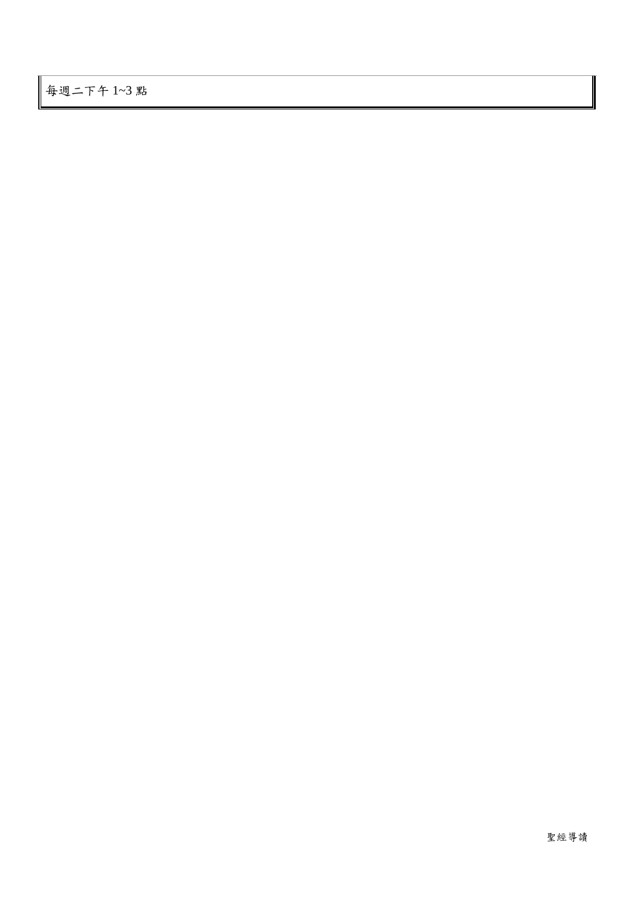每週二下午 1~3 點